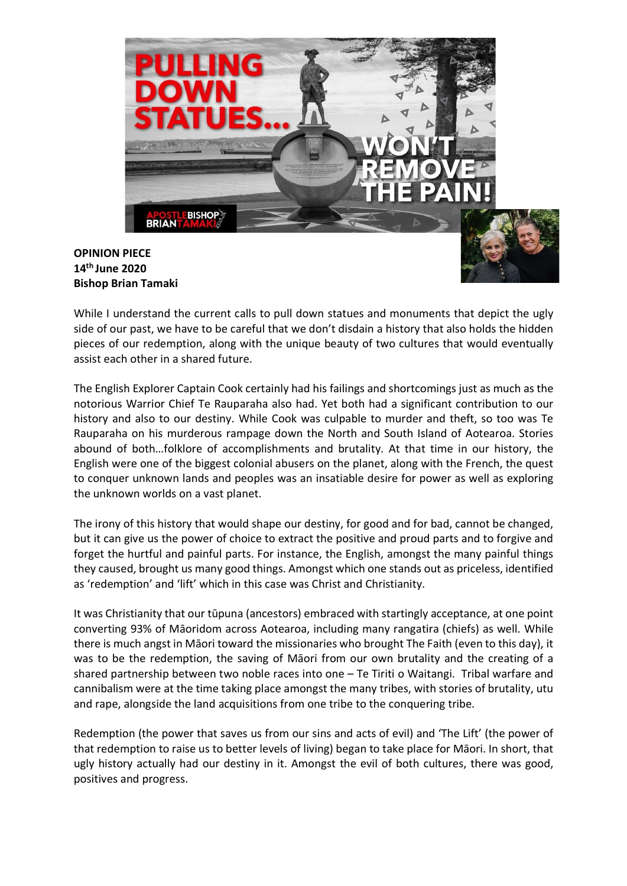**OPINION PIECE**
**14th June 2020**
**Bishop Brian Tamaki**

While I understand the current calls to pull down statues and monuments that depict the ugly side of our past, we have to be careful that we don't disdain a history that also holds the hidden pieces of our redemption, along with the unique beauty of two cultures that would eventually assist each other in a shared future.

The English Explorer Captain Cook certainly had his failings and shortcomings just as much as the notorious Warrior Chief Te Rauparaha also had. Yet both had a significant contribution to our history and also to our destiny. While Cook was culpable to murder and theft, so too was Te Rauparaha on his murderous rampage down the North and South Island of Aotearoa. Stories abound of both…folklore of accomplishments and brutality. At that time in our history, the English were one of the biggest colonial abusers on the planet, along with the French, the quest to conquer unknown lands and peoples was an insatiable desire for power as well as exploring the unknown worlds on a vast planet.

The irony of this history that would shape our destiny, for good and for bad, cannot be changed, but it can give us the power of choice to extract the positive and proud parts and to forgive and forget the hurtful and painful parts. For instance, the English, amongst the many painful things they caused, brought us many good things. Amongst which one stands out as priceless, identified as 'redemption' and 'lift' which in this case was Christ and Christianity.

It was Christianity that our tūpuna (ancestors) embraced with startingly acceptance, at one point converting 93% of Māoridom across Aotearoa, including many rangatira (chiefs) as well. While there is much angst in Māori toward the missionaries who brought The Faith (even to this day), it was to be the redemption, the saving of Māori from our own brutality and the creating of a shared partnership between two noble races into one – Te Tiriti o Waitangi. Tribal warfare and cannibalism were at the time taking place amongst the many tribes, with stories of brutality, utu and rape, alongside the land acquisitions from one tribe to the conquering tribe.

Redemption (the power that saves us from our sins and acts of evil) and 'The Lift' (the power of that redemption to raise us to better levels of living) began to take place for Māori. In short, that ugly history actually had our destiny in it. Amongst the evil of both cultures, there was good, positives and progress.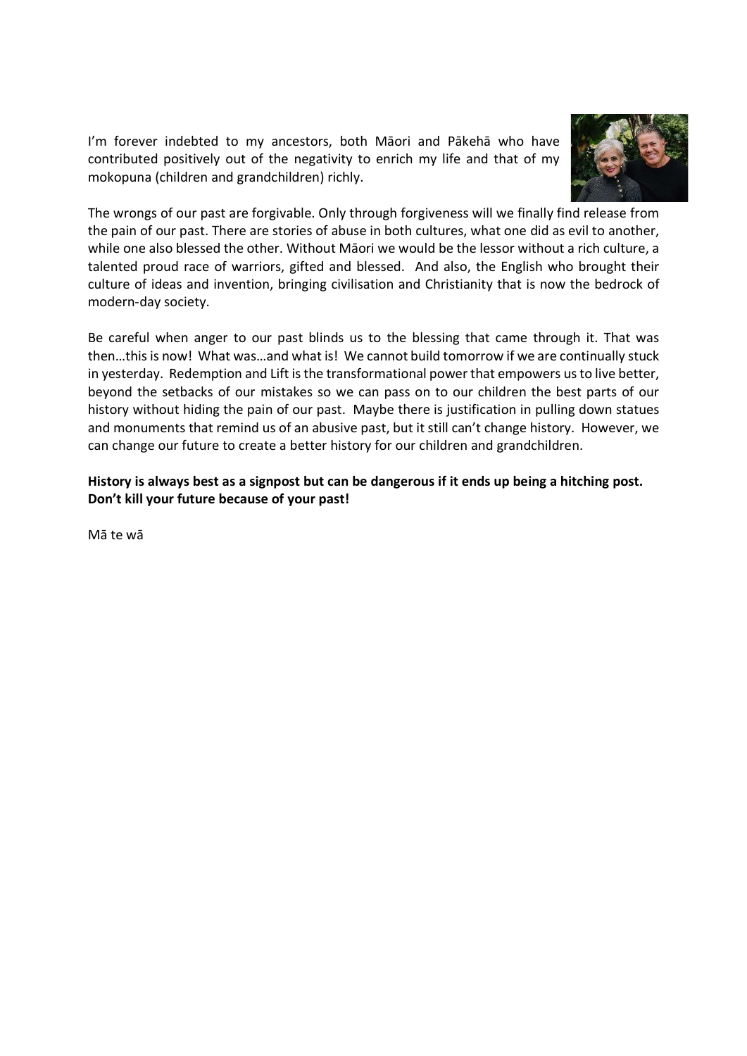I'm forever indebted to my ancestors, both Māori and Pākehā who have contributed positively out of the negativity to enrich my life and that of my mokopuna (children and grandchildren) richly.

The wrongs of our past are forgivable. Only through forgiveness will we finally find release from the pain of our past. There are stories of abuse in both cultures, what one did as evil to another, while one also blessed the other. Without Māori we would be the lessor without a rich culture, a talented proud race of warriors, gifted and blessed. And also, the English who brought their culture of ideas and invention, bringing civilisation and Christianity that is now the bedrock of modern-day society.

Be careful when anger to our past blinds us to the blessing that came through it. That was then…this is now! What was…and what is! We cannot build tomorrow if we are continually stuck in yesterday. Redemption and Lift is the transformational power that empowers us to live better, beyond the setbacks of our mistakes so we can pass on to our children the best parts of our history without hiding the pain of our past. Maybe there is justification in pulling down statues and monuments that remind us of an abusive past, but it still can't change history. However, we can change our future to create a better history for our children and grandchildren.

**History is always best as a signpost but can be dangerous if it ends up being a hitching post. Don't kill your future because of your past!**

Mā te wā